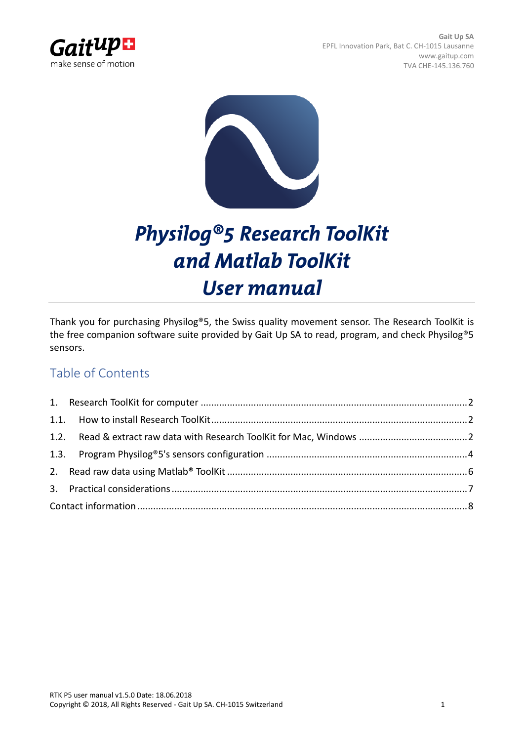Gait Up SA
EPFL Innovation Park, Bat C. CH-1015 Lausanne
www.gaitup.com
TVA CHE-145.136.760

# Physilog®5 Research ToolKit and Matlab ToolKit User manual

Thank you for purchasing Physilog®5, the Swiss quality movement sensor. The Research ToolKit is the free companion software suite provided by Gait Up SA to read, program, and check Physilog®5 sensors.

## Table of Contents

1. Research ToolKit for computer ........ 2
   - 1.1. How to install Research ToolKit ........ 2
   - 1.2. Read & extract raw data with Research ToolKit for Mac, Windows ........ 2
   - 1.3. Program Physilog®5's sensors configuration ........ 4
2. Read raw data using Matlab® ToolKit ........ 6
3. Practical considerations ........ 7

Contact information ........ 8

RTK P5 user manual v1.5.0 Date: 18.06.2018
Copyright © 2018, All Rights Reserved - Gait Up SA. CH-1015 Switzerland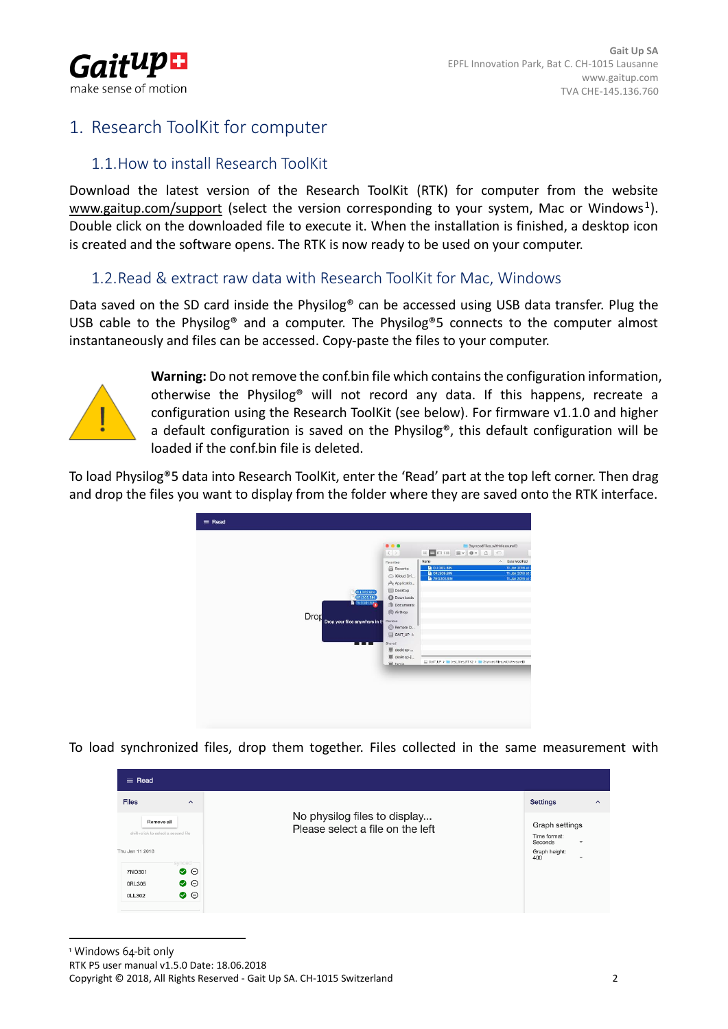# 1. Research ToolKit for computer

## 1.1. How to install Research ToolKit

Download the latest version of the Research ToolKit (RTK) for computer from the website www.gaitup.com/support (select the version corresponding to your system, Mac or Windows[1]). Double click on the downloaded file to execute it. When the installation is finished, a desktop icon is created and the software opens. The RTK is now ready to be used on your computer.

## 1.2. Read & extract raw data with Research ToolKit for Mac, Windows

Data saved on the SD card inside the Physilog® can be accessed using USB data transfer. Plug the USB cable to the Physilog® and a computer. The Physilog®5 connects to the computer almost instantaneously and files can be accessed. Copy-paste the files to your computer.

**Warning:** Do not remove the conf.bin file which contains the configuration information, otherwise the Physilog® will not record any data. If this happens, recreate a configuration using the Research ToolKit (see below). For firmware v1.1.0 and higher a default configuration is saved on the Physilog®, this default configuration will be loaded if the conf.bin file is deleted.

To load Physilog®5 data into Research ToolKit, enter the 'Read' part at the top left corner. Then drag and drop the files you want to display from the folder where they are saved onto the RTK interface.

To load synchronized files, drop them together. Files collected in the same measurement with

[1] Windows 64-bit only

RTK P5 user manual v1.5.0 Date: 18.06.2018

Copyright © 2018, All Rights Reserved - Gait Up SA. CH-1015 Switzerland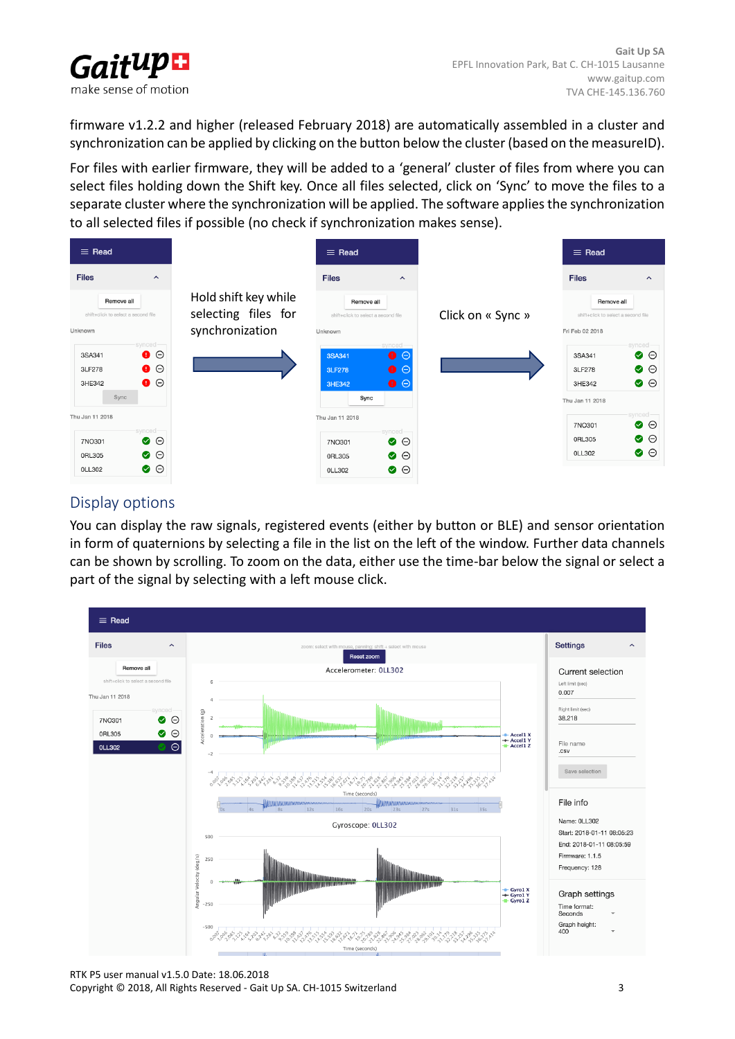firmware v1.2.2 and higher (released February 2018) are automatically assembled in a cluster and synchronization can be applied by clicking on the button below the cluster (based on the measureID).

For files with earlier firmware, they will be added to a 'general' cluster of files from where you can select files holding down the Shift key. Once all files selected, click on 'Sync' to move the files to a separate cluster where the synchronization will be applied. The software applies the synchronization to all selected files if possible (no check if synchronization makes sense).

Hold shift key while selecting files for synchronization

Click on « Sync »

## Display options

You can display the raw signals, registered events (either by button or BLE) and sensor orientation in form of quaternions by selecting a file in the list on the left of the window. Further data channels can be shown by scrolling. To zoom on the data, either use the time-bar below the signal or select a part of the signal by selecting with a left mouse click.

RTK P5 user manual v1.5.0 Date: 18.06.2018
Copyright © 2018, All Rights Reserved - Gait Up SA. CH-1015 Switzerland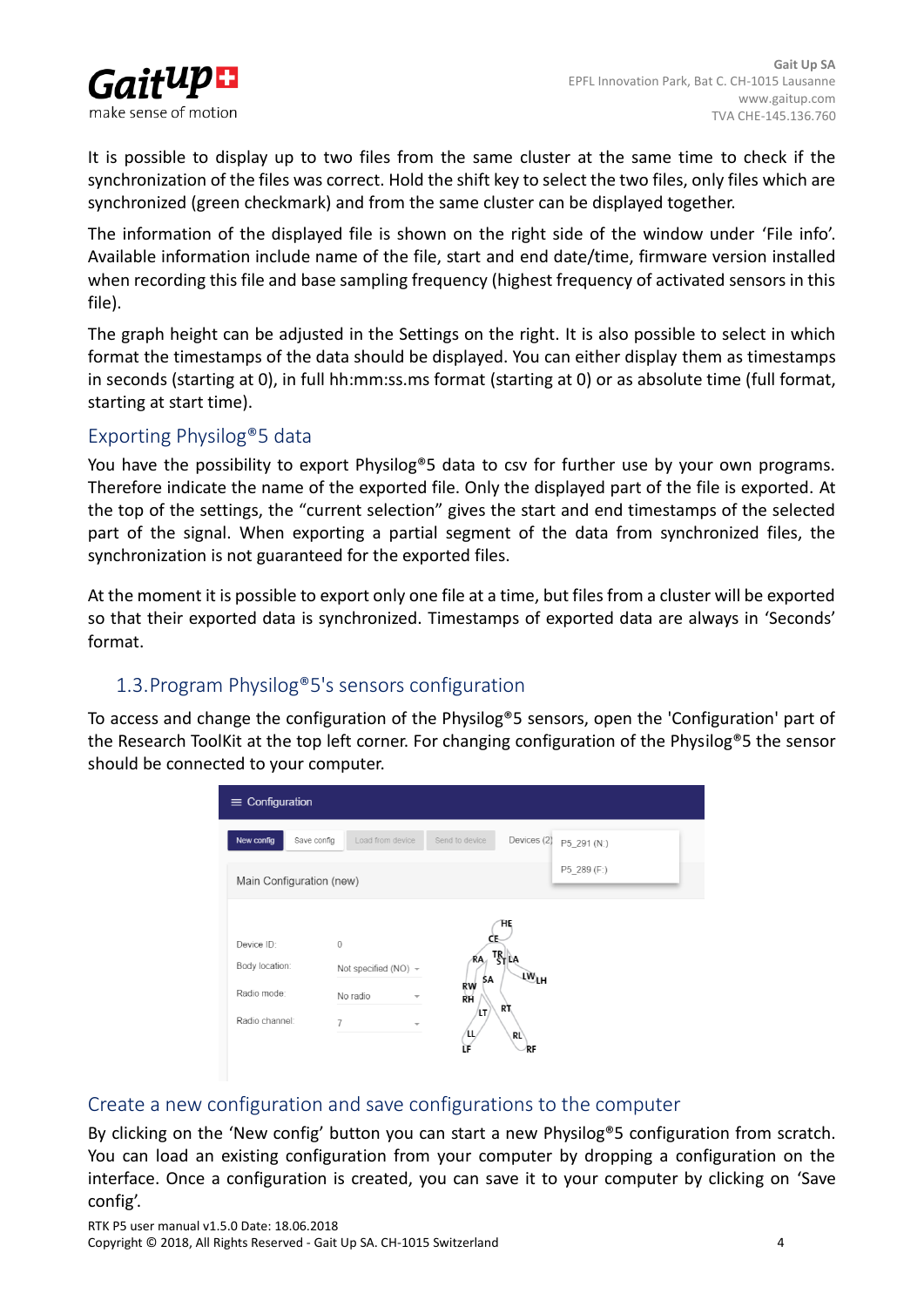It is possible to display up to two files from the same cluster at the same time to check if the synchronization of the files was correct. Hold the shift key to select the two files, only files which are synchronized (green checkmark) and from the same cluster can be displayed together.

The information of the displayed file is shown on the right side of the window under 'File info'. Available information include name of the file, start and end date/time, firmware version installed when recording this file and base sampling frequency (highest frequency of activated sensors in this file).

The graph height can be adjusted in the Settings on the right. It is also possible to select in which format the timestamps of the data should be displayed. You can either display them as timestamps in seconds (starting at 0), in full hh:mm:ss.ms format (starting at 0) or as absolute time (full format, starting at start time).

### Exporting Physilog®5 data

You have the possibility to export Physilog®5 data to csv for further use by your own programs. Therefore indicate the name of the exported file. Only the displayed part of the file is exported. At the top of the settings, the "current selection" gives the start and end timestamps of the selected part of the signal. When exporting a partial segment of the data from synchronized files, the synchronization is not guaranteed for the exported files.

At the moment it is possible to export only one file at a time, but files from a cluster will be exported so that their exported data is synchronized. Timestamps of exported data are always in 'Seconds' format.

## 1.3. Program Physilog®5's sensors configuration

To access and change the configuration of the Physilog®5 sensors, open the 'Configuration' part of the Research ToolKit at the top left corner. For changing configuration of the Physilog®5 the sensor should be connected to your computer.

### Create a new configuration and save configurations to the computer

By clicking on the 'New config' button you can start a new Physilog®5 configuration from scratch. You can load an existing configuration from your computer by dropping a configuration on the interface. Once a configuration is created, you can save it to your computer by clicking on 'Save config'.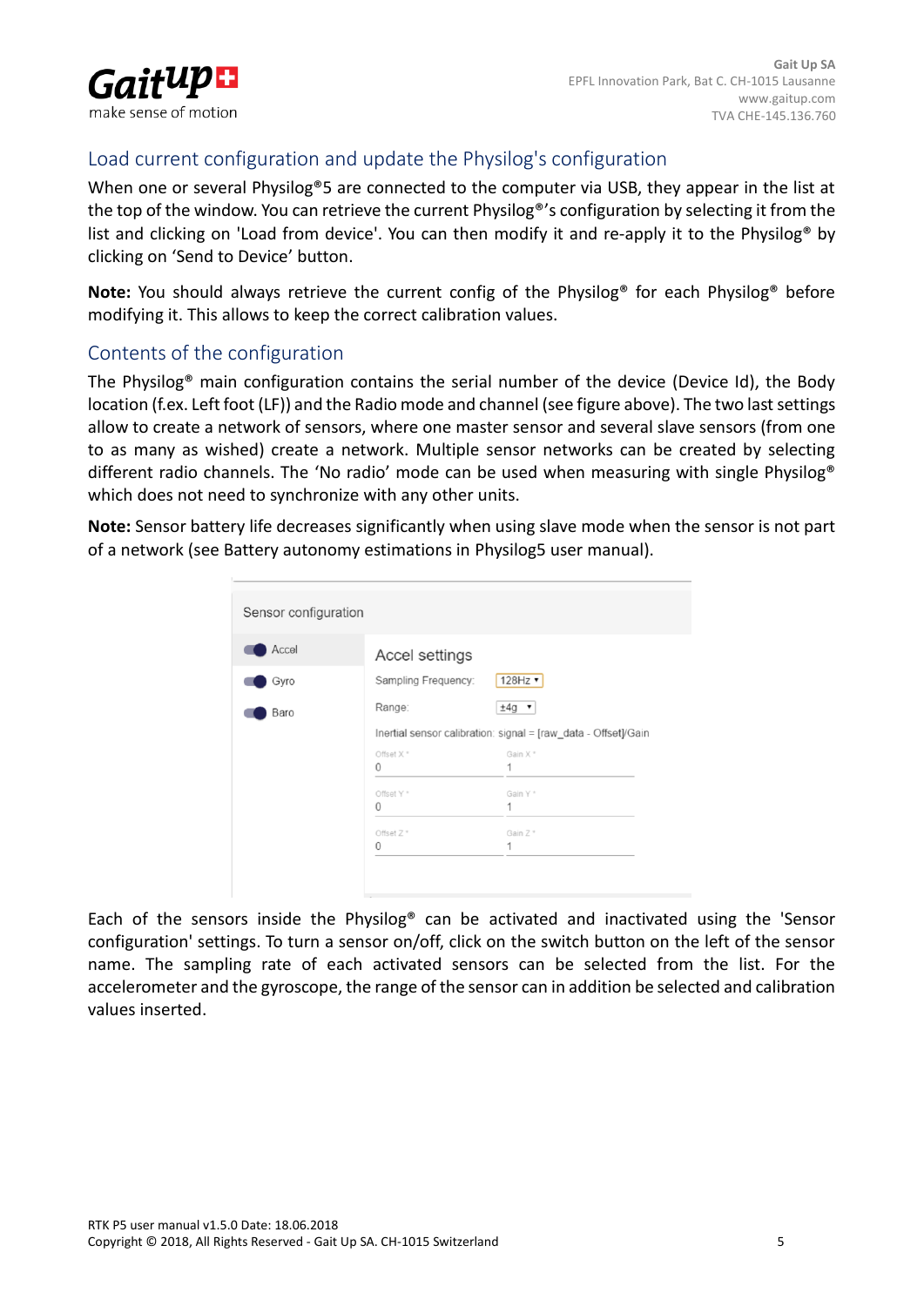## Load current configuration and update the Physilog's configuration

When one or several Physilog®5 are connected to the computer via USB, they appear in the list at the top of the window. You can retrieve the current Physilog®'s configuration by selecting it from the list and clicking on 'Load from device'. You can then modify it and re-apply it to the Physilog® by clicking on 'Send to Device' button.

**Note:** You should always retrieve the current config of the Physilog® for each Physilog® before modifying it. This allows to keep the correct calibration values.

## Contents of the configuration

The Physilog® main configuration contains the serial number of the device (Device Id), the Body location (f.ex. Left foot (LF)) and the Radio mode and channel (see figure above). The two last settings allow to create a network of sensors, where one master sensor and several slave sensors (from one to as many as wished) create a network. Multiple sensor networks can be created by selecting different radio channels. The 'No radio' mode can be used when measuring with single Physilog® which does not need to synchronize with any other units.

**Note:** Sensor battery life decreases significantly when using slave mode when the sensor is not part of a network (see Battery autonomy estimations in Physilog5 user manual).

Each of the sensors inside the Physilog® can be activated and inactivated using the 'Sensor configuration' settings. To turn a sensor on/off, click on the switch button on the left of the sensor name. The sampling rate of each activated sensors can be selected from the list. For the accelerometer and the gyroscope, the range of the sensor can in addition be selected and calibration values inserted.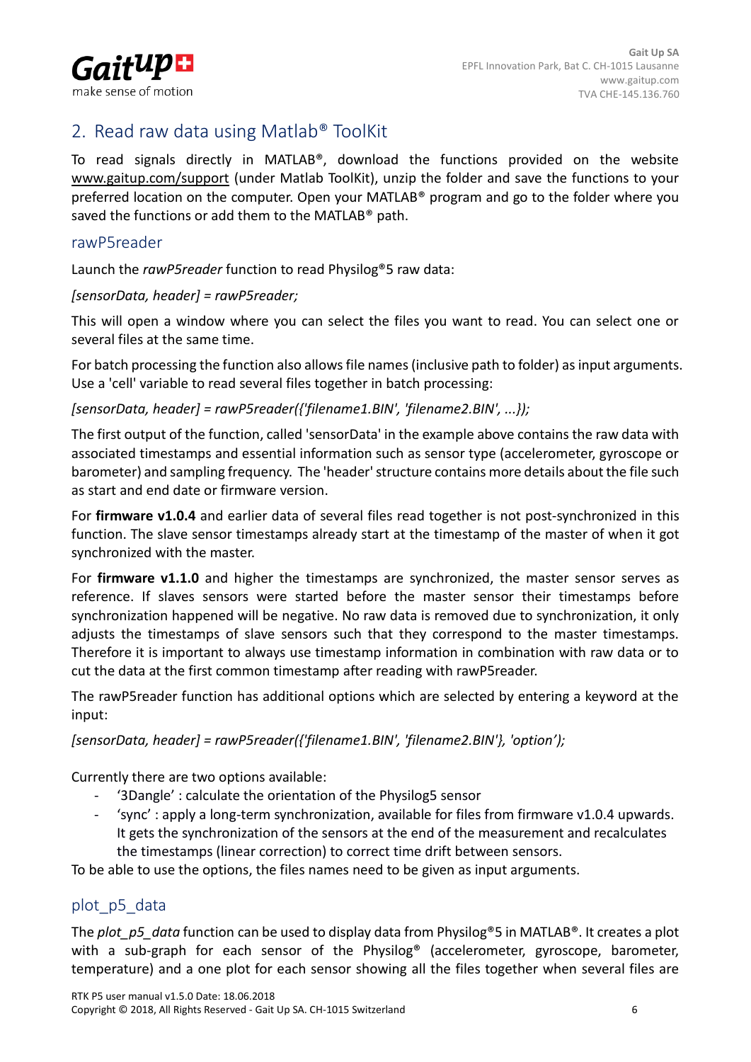## 2. Read raw data using Matlab® ToolKit

To read signals directly in MATLAB®, download the functions provided on the website www.gaitup.com/support (under Matlab ToolKit), unzip the folder and save the functions to your preferred location on the computer. Open your MATLAB® program and go to the folder where you saved the functions or add them to the MATLAB® path.

### rawP5reader

Launch the *rawP5reader* function to read Physilog®5 raw data:

*[sensorData, header] = rawP5reader;*

This will open a window where you can select the files you want to read. You can select one or several files at the same time.

For batch processing the function also allows file names (inclusive path to folder) as input arguments. Use a 'cell' variable to read several files together in batch processing:

*[sensorData, header] = rawP5reader({'filename1.BIN', 'filename2.BIN', ...});*

The first output of the function, called 'sensorData' in the example above contains the raw data with associated timestamps and essential information such as sensor type (accelerometer, gyroscope or barometer) and sampling frequency. The 'header' structure contains more details about the file such as start and end date or firmware version.

For **firmware v1.0.4** and earlier data of several files read together is not post-synchronized in this function. The slave sensor timestamps already start at the timestamp of the master of when it got synchronized with the master.

For **firmware v1.1.0** and higher the timestamps are synchronized, the master sensor serves as reference. If slaves sensors were started before the master sensor their timestamps before synchronization happened will be negative. No raw data is removed due to synchronization, it only adjusts the timestamps of slave sensors such that they correspond to the master timestamps. Therefore it is important to always use timestamp information in combination with raw data or to cut the data at the first common timestamp after reading with rawP5reader.

The rawP5reader function has additional options which are selected by entering a keyword at the input:

*[sensorData, header] = rawP5reader({'filename1.BIN', 'filename2.BIN'}, 'option');*

Currently there are two options available:

- '3Dangle' : calculate the orientation of the Physilog5 sensor
- 'sync' : apply a long-term synchronization, available for files from firmware v1.0.4 upwards. It gets the synchronization of the sensors at the end of the measurement and recalculates the timestamps (linear correction) to correct time drift between sensors.

To be able to use the options, the files names need to be given as input arguments.

### plot_p5_data

The *plot_p5_data* function can be used to display data from Physilog®5 in MATLAB®. It creates a plot with a sub-graph for each sensor of the Physilog® (accelerometer, gyroscope, barometer, temperature) and a one plot for each sensor showing all the files together when several files are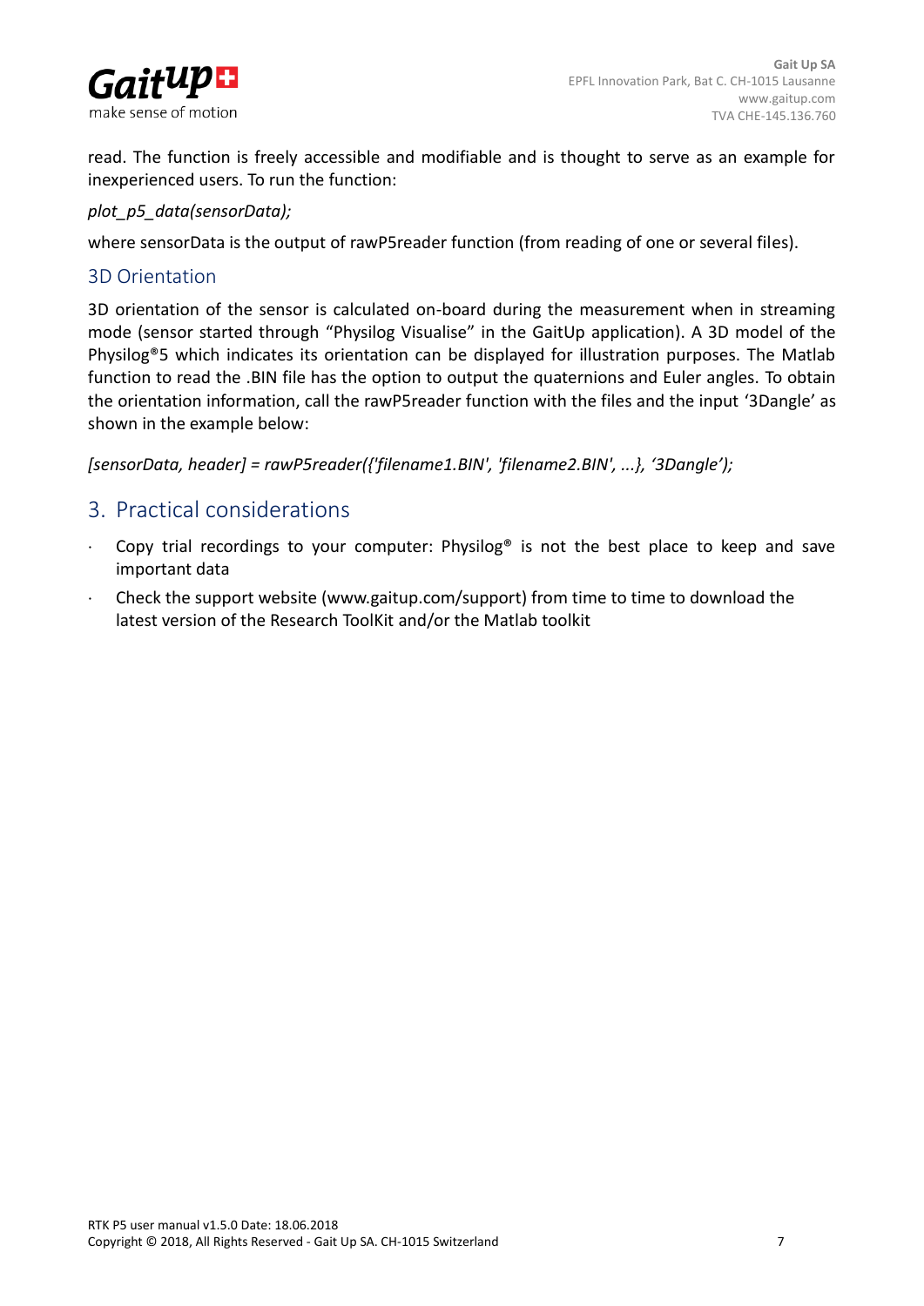read. The function is freely accessible and modifiable and is thought to serve as an example for inexperienced users. To run the function:

*plot_p5_data(sensorData);*

where sensorData is the output of rawP5reader function (from reading of one or several files).

### 3D Orientation

3D orientation of the sensor is calculated on-board during the measurement when in streaming mode (sensor started through "Physilog Visualise" in the GaitUp application). A 3D model of the Physilog®5 which indicates its orientation can be displayed for illustration purposes. The Matlab function to read the .BIN file has the option to output the quaternions and Euler angles. To obtain the orientation information, call the rawP5reader function with the files and the input '3Dangle' as shown in the example below:

*[sensorData, header] = rawP5reader({'filename1.BIN', 'filename2.BIN', ...}, '3Dangle');*

## 3. Practical considerations

- Copy trial recordings to your computer: Physilog® is not the best place to keep and save important data
- Check the support website (www.gaitup.com/support) from time to time to download the latest version of the Research ToolKit and/or the Matlab toolkit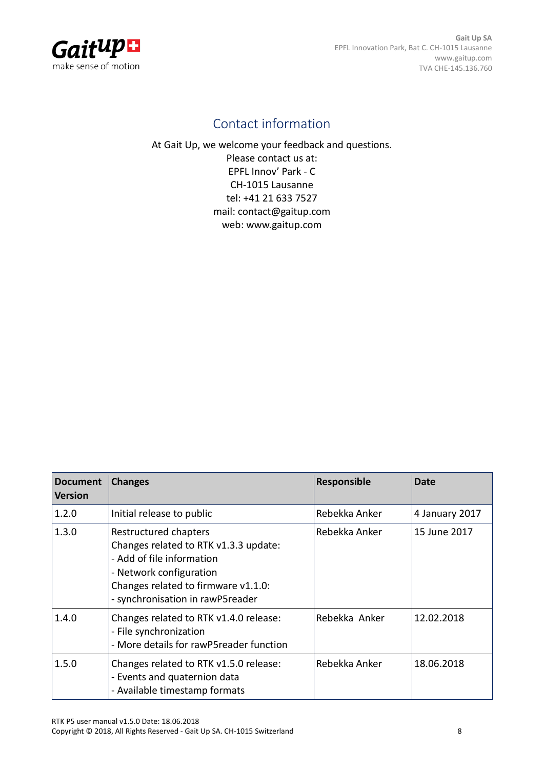## Contact information

At Gait Up, we welcome your feedback and questions.
Please contact us at:
EPFL Innov' Park - C
CH-1015 Lausanne
tel: +41 21 633 7527
mail: contact@gaitup.com
web: www.gaitup.com

| Document Version | Changes | Responsible | Date |
|---|---|---|---|
| 1.2.0 | Initial release to public | Rebekka Anker | 4 January 2017 |
| 1.3.0 | Restructured chapters<br>Changes related to RTK v1.3.3 update:<br>- Add of file information<br>- Network configuration<br>Changes related to firmware v1.1.0:<br>- synchronisation in rawP5reader | Rebekka Anker | 15 June 2017 |
| 1.4.0 | Changes related to RTK v1.4.0 release:<br>- File synchronization<br>- More details for rawP5reader function | Rebekka Anker | 12.02.2018 |
| 1.5.0 | Changes related to RTK v1.5.0 release:<br>- Events and quaternion data<br>- Available timestamp formats | Rebekka Anker | 18.06.2018 |